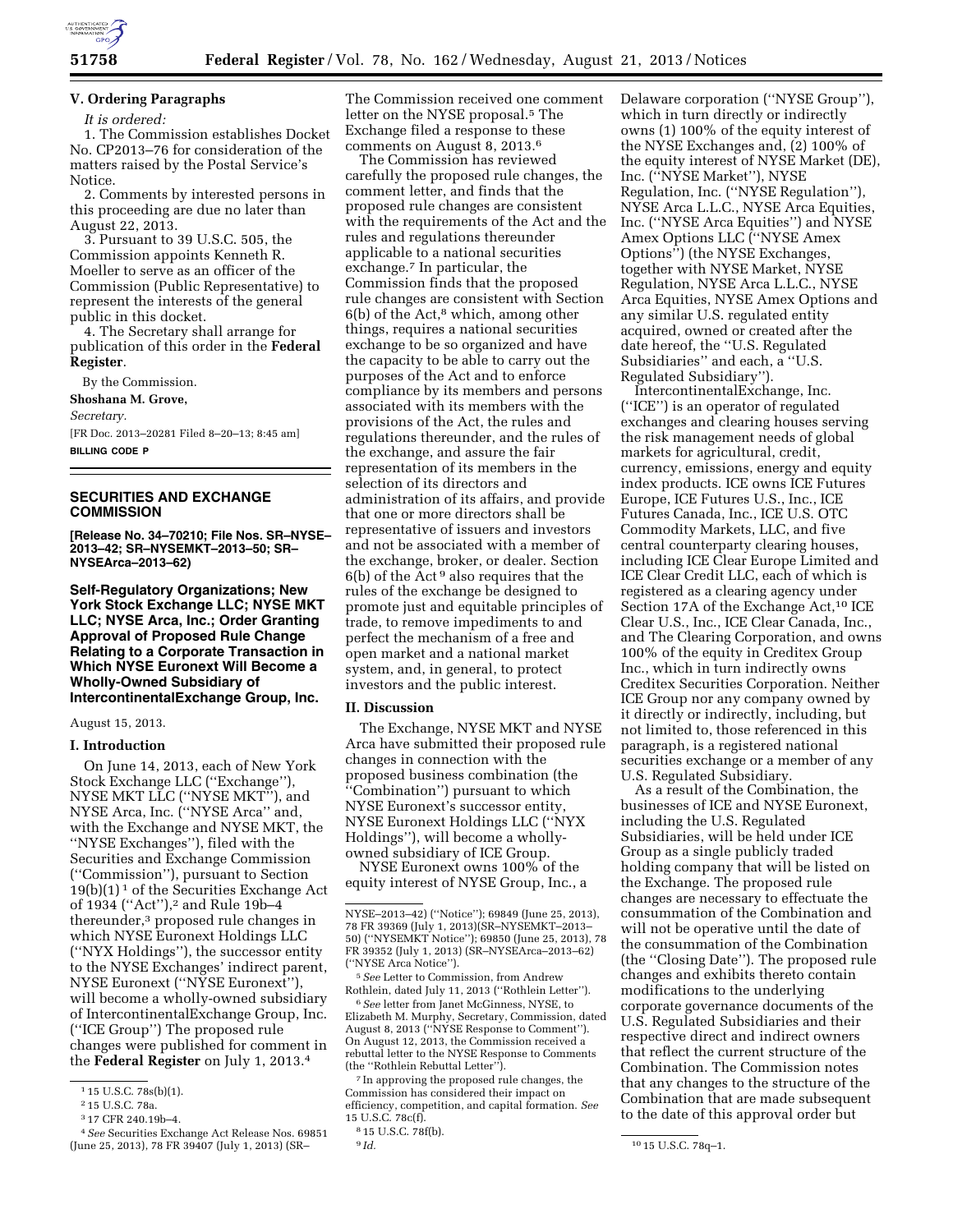## V. Ordering Paragraphs

*It is ordered:*

1. The Commission establishes Docket No. CP2013–76 for consideration of the matters raised by the Postal Service's Notice.

2. Comments by interested persons in this proceeding are due no later than August 22, 2013.

3. Pursuant to 39 U.S.C. 505, the Commission appoints Kenneth R. Moeller to serve as an officer of the Commission (Public Representative) to represent the interests of the general public in this docket.

4. The Secretary shall arrange for publication of this order in the **Federal Register**.

By the Commission.

**Shoshana M. Grove,**

*Secretary.*

[FR Doc. 2013–20281 Filed 8–20–13; 8:45 am]

**BILLING CODE P**

---

# SECURITIES AND EXCHANGE COMMISSION

**[Release No. 34–70210; File Nos. SR–NYSE–2013–42; SR–NYSEMKT–2013–50; SR–NYSEArca–2013–62)**

## Self-Regulatory Organizations; New York Stock Exchange LLC; NYSE MKT LLC; NYSE Arca, Inc.; Order Granting Approval of Proposed Rule Change Relating to a Corporate Transaction in Which NYSE Euronext Will Become a Wholly-Owned Subsidiary of IntercontinentalExchange Group, Inc.

August 15, 2013.

### I. Introduction

On June 14, 2013, each of New York Stock Exchange LLC (''Exchange''), NYSE MKT LLC (''NYSE MKT''), and NYSE Arca, Inc. (''NYSE Arca'' and, with the Exchange and NYSE MKT, the ''NYSE Exchanges''), filed with the Securities and Exchange Commission (''Commission''), pursuant to Section 19(b)(1) [1] of the Securities Exchange Act of 1934 (''Act''),[2] and Rule 19b–4 thereunder,[3] proposed rule changes in which NYSE Euronext Holdings LLC (''NYX Holdings''), the successor entity to the NYSE Exchanges' indirect parent, NYSE Euronext (''NYSE Euronext''), will become a wholly-owned subsidiary of IntercontinentalExchange Group, Inc. (''ICE Group'') The proposed rule changes were published for comment in the **Federal Register** on July 1, 2013.[4]

The Commission received one comment letter on the NYSE proposal.[5] The Exchange filed a response to these comments on August 8, 2013.[6]

The Commission has reviewed carefully the proposed rule changes, the comment letter, and finds that the proposed rule changes are consistent with the requirements of the Act and the rules and regulations thereunder applicable to a national securities exchange.[7] In particular, the Commission finds that the proposed rule changes are consistent with Section 6(b) of the Act,[8] which, among other things, requires a national securities exchange to be so organized and have the capacity to be able to carry out the purposes of the Act and to enforce compliance by its members and persons associated with its members with the provisions of the Act, the rules and regulations thereunder, and the rules of the exchange, and assure the fair representation of its members in the selection of its directors and administration of its affairs, and provide that one or more directors shall be representative of issuers and investors and not be associated with a member of the exchange, broker, or dealer. Section 6(b) of the Act [9] also requires that the rules of the exchange be designed to promote just and equitable principles of trade, to remove impediments to and perfect the mechanism of a free and open market and a national market system, and, in general, to protect investors and the public interest.

### II. Discussion

The Exchange, NYSE MKT and NYSE Arca have submitted their proposed rule changes in connection with the proposed business combination (the ''Combination'') pursuant to which NYSE Euronext's successor entity, NYSE Euronext Holdings LLC (''NYX Holdings''), will become a wholly-owned subsidiary of ICE Group.

NYSE Euronext owns 100% of the equity interest of NYSE Group, Inc., a Delaware corporation (''NYSE Group''), which in turn directly or indirectly owns (1) 100% of the equity interest of the NYSE Exchanges and, (2) 100% of the equity interest of NYSE Market (DE), Inc. (''NYSE Market''), NYSE Regulation, Inc. (''NYSE Regulation''), NYSE Arca L.L.C., NYSE Arca Equities, Inc. (''NYSE Arca Equities'') and NYSE Amex Options LLC (''NYSE Amex Options'') (the NYSE Exchanges, together with NYSE Market, NYSE Regulation, NYSE Arca L.L.C., NYSE Arca Equities, NYSE Amex Options and any similar U.S. regulated entity acquired, owned or created after the date hereof, the ''U.S. Regulated Subsidiaries'' and each, a ''U.S. Regulated Subsidiary'').

IntercontinentalExchange, Inc. (''ICE'') is an operator of regulated exchanges and clearing houses serving the risk management needs of global markets for agricultural, credit, currency, emissions, energy and equity index products. ICE owns ICE Futures Europe, ICE Futures U.S., Inc., ICE Futures Canada, Inc., ICE U.S. OTC Commodity Markets, LLC, and five central counterparty clearing houses, including ICE Clear Europe Limited and ICE Clear Credit LLC, each of which is registered as a clearing agency under Section 17A of the Exchange Act,[10] ICE Clear U.S., Inc., ICE Clear Canada, Inc., and The Clearing Corporation, and owns 100% of the equity in Creditex Group Inc., which in turn indirectly owns Creditex Securities Corporation. Neither ICE Group nor any company owned by it directly or indirectly, including, but not limited to, those referenced in this paragraph, is a registered national securities exchange or a member of any U.S. Regulated Subsidiary.

As a result of the Combination, the businesses of ICE and NYSE Euronext, including the U.S. Regulated Subsidiaries, will be held under ICE Group as a single publicly traded holding company that will be listed on the Exchange. The proposed rule changes are necessary to effectuate the consummation of the Combination and will not be operative until the date of the consummation of the Combination (the ''Closing Date''). The proposed rule changes and exhibits thereto contain modifications to the underlying corporate governance documents of the U.S. Regulated Subsidiaries and their respective direct and indirect owners that reflect the current structure of the Combination. The Commission notes that any changes to the structure of the Combination that are made subsequent to the date of this approval order but

---

[1] 15 U.S.C. 78s(b)(1).

[2] 15 U.S.C. 78a.

[3] 17 CFR 240.19b–4.

[4] *See* Securities Exchange Act Release Nos. 69851 (June 25, 2013), 78 FR 39407 (July 1, 2013) (SR–NYSE–2013–42) (''Notice''); 69849 (June 25, 2013), 78 FR 39369 (July 1, 2013)(SR–NYSEMKT–2013–50) (''NYSEMKT Notice''); 69850 (June 25, 2013), 78 FR 39352 (July 1, 2013) (SR–NYSEArca–2013–62) (''NYSE Arca Notice'').

[5] *See* Letter to Commission, from Andrew Rothlein, dated July 11, 2013 (''Rothlein Letter'').

[6] *See* letter from Janet McGinness, NYSE, to Elizabeth M. Murphy, Secretary, Commission, dated August 8, 2013 (''NYSE Response to Comment''). On August 12, 2013, the Commission received a rebuttal letter to the NYSE Response to Comments (the ''Rothlein Rebuttal Letter'').

[7] In approving the proposed rule changes, the Commission has considered their impact on efficiency, competition, and capital formation. *See* 15 U.S.C. 78c(f).

[8] 15 U.S.C. 78f(b).

[9] *Id.*

[10] 15 U.S.C. 78q–1.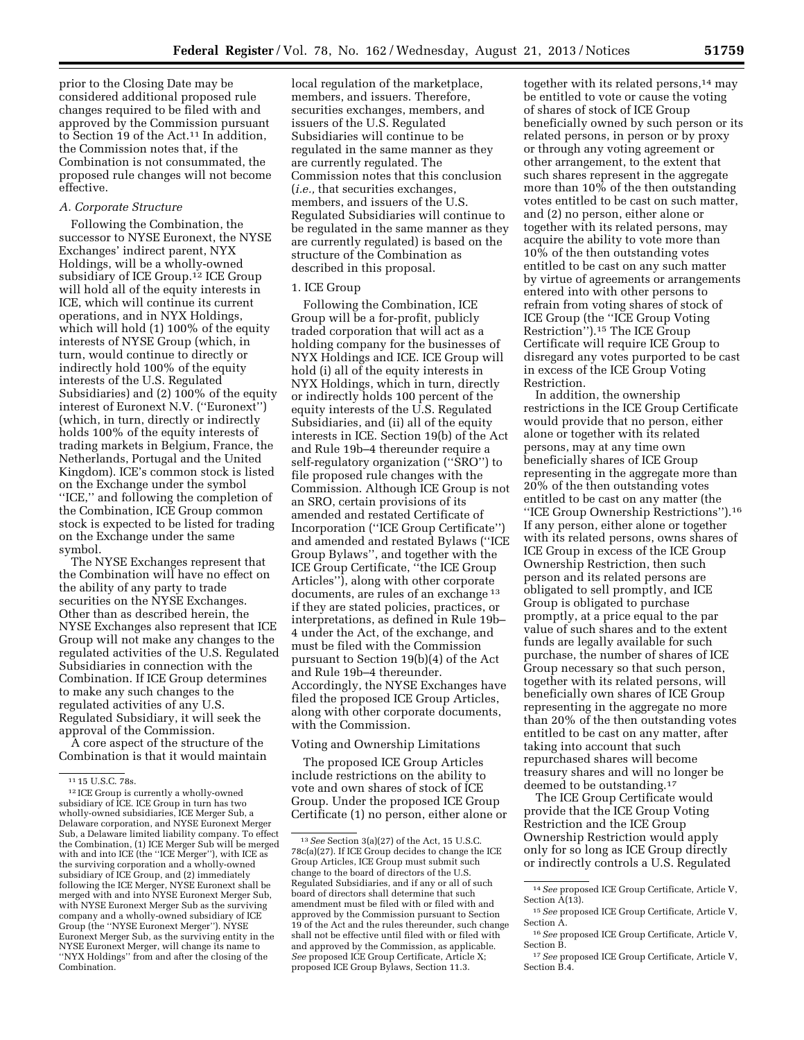prior to the Closing Date may be considered additional proposed rule changes required to be filed with and approved by the Commission pursuant to Section 19 of the Act.[11] In addition, the Commission notes that, if the Combination is not consummated, the proposed rule changes will not become effective.

### A. Corporate Structure

Following the Combination, the successor to NYSE Euronext, the NYSE Exchanges' indirect parent, NYX Holdings, will be a wholly-owned subsidiary of ICE Group.[12] ICE Group will hold all of the equity interests in ICE, which will continue its current operations, and in NYX Holdings, which will hold (1) 100% of the equity interests of NYSE Group (which, in turn, would continue to directly or indirectly hold 100% of the equity interests of the U.S. Regulated Subsidiaries) and (2) 100% of the equity interest of Euronext N.V. (''Euronext'') (which, in turn, directly or indirectly holds 100% of the equity interests of trading markets in Belgium, France, the Netherlands, Portugal and the United Kingdom). ICE's common stock is listed on the Exchange under the symbol ''ICE,'' and following the completion of the Combination, ICE Group common stock is expected to be listed for trading on the Exchange under the same symbol.

The NYSE Exchanges represent that the Combination will have no effect on the ability of any party to trade securities on the NYSE Exchanges. Other than as described herein, the NYSE Exchanges also represent that ICE Group will not make any changes to the regulated activities of the U.S. Regulated Subsidiaries in connection with the Combination. If ICE Group determines to make any such changes to the regulated activities of any U.S. Regulated Subsidiary, it will seek the approval of the Commission.

A core aspect of the structure of the Combination is that it would maintain local regulation of the marketplace, members, and issuers. Therefore, securities exchanges, members, and issuers of the U.S. Regulated Subsidiaries will continue to be regulated in the same manner as they are currently regulated. The Commission notes that this conclusion (*i.e.*, that securities exchanges, members, and issuers of the U.S. Regulated Subsidiaries will continue to be regulated in the same manner as they are currently regulated) is based on the structure of the Combination as described in this proposal.

#### 1. ICE Group

Following the Combination, ICE Group will be a for-profit, publicly traded corporation that will act as a holding company for the businesses of NYX Holdings and ICE. ICE Group will hold (i) all of the equity interests in NYX Holdings, which in turn, directly or indirectly holds 100 percent of the equity interests of the U.S. Regulated Subsidiaries, and (ii) all of the equity interests in ICE. Section 19(b) of the Act and Rule 19b–4 thereunder require a self-regulatory organization (''SRO'') to file proposed rule changes with the Commission. Although ICE Group is not an SRO, certain provisions of its amended and restated Certificate of Incorporation (''ICE Group Certificate'') and amended and restated Bylaws (''ICE Group Bylaws'', and together with the ICE Group Certificate, ''the ICE Group Articles''), along with other corporate documents, are rules of an exchange[13] if they are stated policies, practices, or interpretations, as defined in Rule 19b–4 under the Act, of the exchange, and must be filed with the Commission pursuant to Section 19(b)(4) of the Act and Rule 19b–4 thereunder. Accordingly, the NYSE Exchanges have filed the proposed ICE Group Articles, along with other corporate documents, with the Commission.

##### Voting and Ownership Limitations

The proposed ICE Group Articles include restrictions on the ability to vote and own shares of stock of ICE Group. Under the proposed ICE Group Certificate (1) no person, either alone or together with its related persons,[14] may be entitled to vote or cause the voting of shares of stock of ICE Group beneficially owned by such person or its related persons, in person or by proxy or through any voting agreement or other arrangement, to the extent that such shares represent in the aggregate more than 10% of the then outstanding votes entitled to be cast on such matter, and (2) no person, either alone or together with its related persons, may acquire the ability to vote more than 10% of the then outstanding votes entitled to be cast on any such matter by virtue of agreements or arrangements entered into with other persons to refrain from voting shares of stock of ICE Group (the ''ICE Group Voting Restriction'').[15] The ICE Group Certificate will require ICE Group to disregard any votes purported to be cast in excess of the ICE Group Voting Restriction.

In addition, the ownership restrictions in the ICE Group Certificate would provide that no person, either alone or together with its related persons, may at any time own beneficially shares of ICE Group representing in the aggregate more than 20% of the then outstanding votes entitled to be cast on any matter (the ''ICE Group Ownership Restrictions'').[16] If any person, either alone or together with its related persons, owns shares of ICE Group in excess of the ICE Group Ownership Restriction, then such person and its related persons are obligated to sell promptly, and ICE Group is obligated to purchase promptly, at a price equal to the par value of such shares and to the extent funds are legally available for such purchase, the number of shares of ICE Group necessary so that such person, together with its related persons, will beneficially own shares of ICE Group representing in the aggregate no more than 20% of the then outstanding votes entitled to be cast on any matter, after taking into account that such repurchased shares will become treasury shares and will no longer be deemed to be outstanding.[17]

The ICE Group Certificate would provide that the ICE Group Voting Restriction and the ICE Group Ownership Restriction would apply only for so long as ICE Group directly or indirectly controls a U.S. Regulated

---

[11] 15 U.S.C. 78s.

[12] ICE Group is currently a wholly-owned subsidiary of ICE. ICE Group in turn has two wholly-owned subsidiaries, ICE Merger Sub, a Delaware corporation, and NYSE Euronext Merger Sub, a Delaware limited liability company. To effect the Combination, (1) ICE Merger Sub will be merged with and into ICE (the ''ICE Merger''), with ICE as the surviving corporation and a wholly-owned subsidiary of ICE Group, and (2) immediately following the ICE Merger, NYSE Euronext shall be merged with and into NYSE Euronext Merger Sub, with NYSE Euronext Merger Sub as the surviving company and a wholly-owned subsidiary of ICE Group (the ''NYSE Euronext Merger''). NYSE Euronext Merger Sub, as the surviving entity in the NYSE Euronext Merger, will change its name to ''NYX Holdings'' from and after the closing of the Combination.

[13] *See* Section 3(a)(27) of the Act, 15 U.S.C. 78c(a)(27). If ICE Group decides to change the ICE Group Articles, ICE Group must submit such change to the board of directors of the U.S. Regulated Subsidiaries, and if any or all of such board of directors shall determine that such amendment must be filed with or filed with and approved by the Commission pursuant to Section 19 of the Act and the rules thereunder, such change shall not be effective until filed with or filed with and approved by the Commission, as applicable. *See* proposed ICE Group Certificate, Article X; proposed ICE Group Bylaws, Section 11.3.

[14] *See* proposed ICE Group Certificate, Article V, Section A(13).

[15] *See* proposed ICE Group Certificate, Article V, Section A.

[16] *See* proposed ICE Group Certificate, Article V, Section B.

[17] *See* proposed ICE Group Certificate, Article V, Section B.4.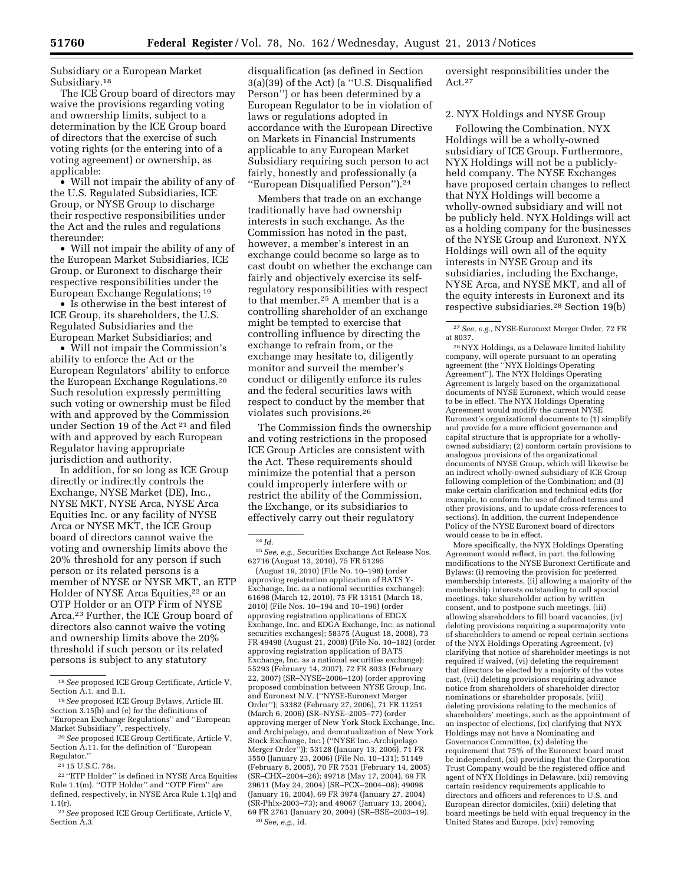Subsidiary or a European Market Subsidiary.[18]

The ICE Group board of directors may waive the provisions regarding voting and ownership limits, subject to a determination by the ICE Group board of directors that the exercise of such voting rights (or the entering into of a voting agreement) or ownership, as applicable:

- Will not impair the ability of any of the U.S. Regulated Subsidiaries, ICE Group, or NYSE Group to discharge their respective responsibilities under the Act and the rules and regulations thereunder;
- Will not impair the ability of any of the European Market Subsidiaries, ICE Group, or Euronext to discharge their respective responsibilities under the European Exchange Regulations;[19]
- Is otherwise in the best interest of ICE Group, its shareholders, the U.S. Regulated Subsidiaries and the European Market Subsidiaries; and
- Will not impair the Commission's ability to enforce the Act or the European Regulators' ability to enforce the European Exchange Regulations.[20] Such resolution expressly permitting such voting or ownership must be filed with and approved by the Commission under Section 19 of the Act[21] and filed with and approved by each European Regulator having appropriate jurisdiction and authority.

In addition, for so long as ICE Group directly or indirectly controls the Exchange, NYSE Market (DE), Inc., NYSE MKT, NYSE Arca, NYSE Arca Equities Inc. or any facility of NYSE Arca or NYSE MKT, the ICE Group board of directors cannot waive the voting and ownership limits above the 20% threshold for any person if such person or its related persons is a member of NYSE or NYSE MKT, an ETP Holder of NYSE Arca Equities,[22] or an OTP Holder or an OTP Firm of NYSE Arca.[23] Further, the ICE Group board of directors also cannot waive the voting and ownership limits above the 20% threshold if such person or its related persons is subject to any statutory disqualification (as defined in Section 3(a)(39) of the Act) (a "U.S. Disqualified Person") or has been determined by a European Regulator to be in violation of laws or regulations adopted in accordance with the European Directive on Markets in Financial Instruments applicable to any European Market Subsidiary requiring such person to act fairly, honestly and professionally (a "European Disqualified Person").[24]

Members that trade on an exchange traditionally have had ownership interests in such exchange. As the Commission has noted in the past, however, a member's interest in an exchange could become so large as to cast doubt on whether the exchange can fairly and objectively exercise its self-regulatory responsibilities with respect to that member.[25] A member that is a controlling shareholder of an exchange might be tempted to exercise that controlling influence by directing the exchange to refrain from, or the exchange may hesitate to, diligently monitor and surveil the member's conduct or diligently enforce its rules and the federal securities laws with respect to conduct by the member that violates such provisions.[26]

The Commission finds the ownership and voting restrictions in the proposed ICE Group Articles are consistent with the Act. These requirements should minimize the potential that a person could improperly interfere with or restrict the ability of the Commission, the Exchange, or its subsidiaries to effectively carry out their regulatory oversight responsibilities under the Act.[27]

### 2. NYX Holdings and NYSE Group

Following the Combination, NYX Holdings will be a wholly-owned subsidiary of ICE Group. Furthermore, NYX Holdings will not be a publicly-held company. The NYSE Exchanges have proposed certain changes to reflect that NYX Holdings will become a wholly-owned subsidiary and will not be publicly held. NYX Holdings will act as a holding company for the businesses of the NYSE Group and Euronext. NYX Holdings will own all of the equity interests in NYSE Group and its subsidiaries, including the Exchange, NYSE Arca, and NYSE MKT, and all of the equity interests in Euronext and its respective subsidiaries.[28] Section 19(b)

---

[18] *See* proposed ICE Group Certificate, Article V, Section A.1. and B.1.

[19] *See* proposed ICE Group Bylaws, Article III, Section 3.15(b) and (e) for the definitions of "European Exchange Regulations" and "European Market Subsidiary", respectively.

[20] *See* proposed ICE Group Certificate, Article V, Section A.11. for the definition of "European Regulator."

[21] 15 U.S.C. 78s.

[22] "ETP Holder" is defined in NYSE Arca Equities Rule 1.1(m). "OTP Holder" and "OTP Firm" are defined, respectively, in NYSE Arca Rule 1.1(q) and 1.1(r).

[23] *See* proposed ICE Group Certificate, Article V, Section A.3.

[24] *Id.*

[25] *See, e.g.,* Securities Exchange Act Release Nos. 62716 (August 13, 2010), 75 FR 51295 (August 19, 2010) (File No. 10–198) (order approving registration application of BATS Y-Exchange, Inc. as a national securities exchange); 61698 (March 12, 2010), 75 FR 13151 (March 18, 2010) (File Nos. 10–194 and 10–196) (order approving registration applications of EDGX Exchange, Inc. and EDGA Exchange, Inc. as national securities exchanges); 58375 (August 18, 2008), 73 FR 49498 (August 21, 2008) (File No. 10–182) (order approving registration application of BATS Exchange, Inc. as a national securities exchange); 55293 (February 14, 2007), 72 FR 8033 (February 22, 2007) (SR–NYSE–2006–120) (order approving proposed combination between NYSE Group, Inc. and Euronext N.V. ("NYSE-Euronext Merger Order")); 53382 (February 27, 2006), 71 FR 11251 (March 6, 2006) (SR–NYSE–2005–77) (order approving merger of New York Stock Exchange, Inc. and Archipelago, and demutualization of New York Stock Exchange, Inc.) ("NYSE Inc.-Archipelago Merger Order")); 53128 (January 13, 2006), 71 FR 3550 (January 23, 2006) (File No. 10–131); 51149 (February 8, 2005), 70 FR 7531 (February 14, 2005) (SR–CHX–2004–26); 49718 (May 17, 2004), 69 FR 29611 (May 24, 2004) (SR–PCX–2004–08); 49098 (January 16, 2004), 69 FR 3974 (January 27, 2004) (SR-Phlx-2003–73); and 49067 (January 13, 2004), 69 FR 2761 (January 20, 2004) (SR–BSE–2003–19).

[26] *See, e.g.,* id.

[27] *See, e.g.,* NYSE-Euronext Merger Order, 72 FR at 8037.

[28] NYX Holdings, as a Delaware limited liability company, will operate pursuant to an operating agreement (the "NYX Holdings Operating Agreement"). The NYX Holdings Operating Agreement is largely based on the organizational documents of NYSE Euronext, which would cease to be in effect. The NYX Holdings Operating Agreement would modify the current NYSE Euronext's organizational documents to (1) simplify and provide for a more efficient governance and capital structure that is appropriate for a wholly-owned subsidiary; (2) conform certain provisions to analogous provisions of the organizational documents of NYSE Group, which will likewise be an indirect wholly-owned subsidiary of ICE Group following completion of the Combination; and (3) make certain clarification and technical edits (for example, to conform the use of defined terms and other provisions, and to update cross-references to sections). In addition, the current Independence Policy of the NYSE Euronext board of directors would cease to be in effect.

More specifically, the NYX Holdings Operating Agreement would reflect, in part, the following modifications to the NYSE Euronext Certificate and Bylaws: (i) removing the provision for preferred membership interests, (ii) allowing a majority of the membership interests outstanding to call special meetings, take shareholder action by written consent, and to postpone such meetings, (iii) allowing shareholders to fill board vacancies, (iv) deleting provisions requiring a supermajority vote of shareholders to amend or repeal certain sections of the NYX Holdings Operating Agreement, (v) clarifying that notice of shareholder meetings is not required if waived, (vi) deleting the requirement that directors be elected by a majority of the votes cast, (vii) deleting provisions requiring advance notice from shareholders of shareholder director nominations or shareholder proposals, (viii) deleting provisions relating to the mechanics of shareholders' meetings, such as the appointment of an inspector of elections, (ix) clarifying that NYX Holdings may not have a Nominating and Governance Committee, (x) deleting the requirement that 75% of the Euronext board must be independent, (xi) providing that the Corporation Trust Company would be the registered office and agent of NYX Holdings in Delaware, (xii) removing certain residency requirements applicable to directors and officers and references to U.S. and European director domiciles, (xiii) deleting that board meetings be held with equal frequency in the United States and Europe, (xiv) removing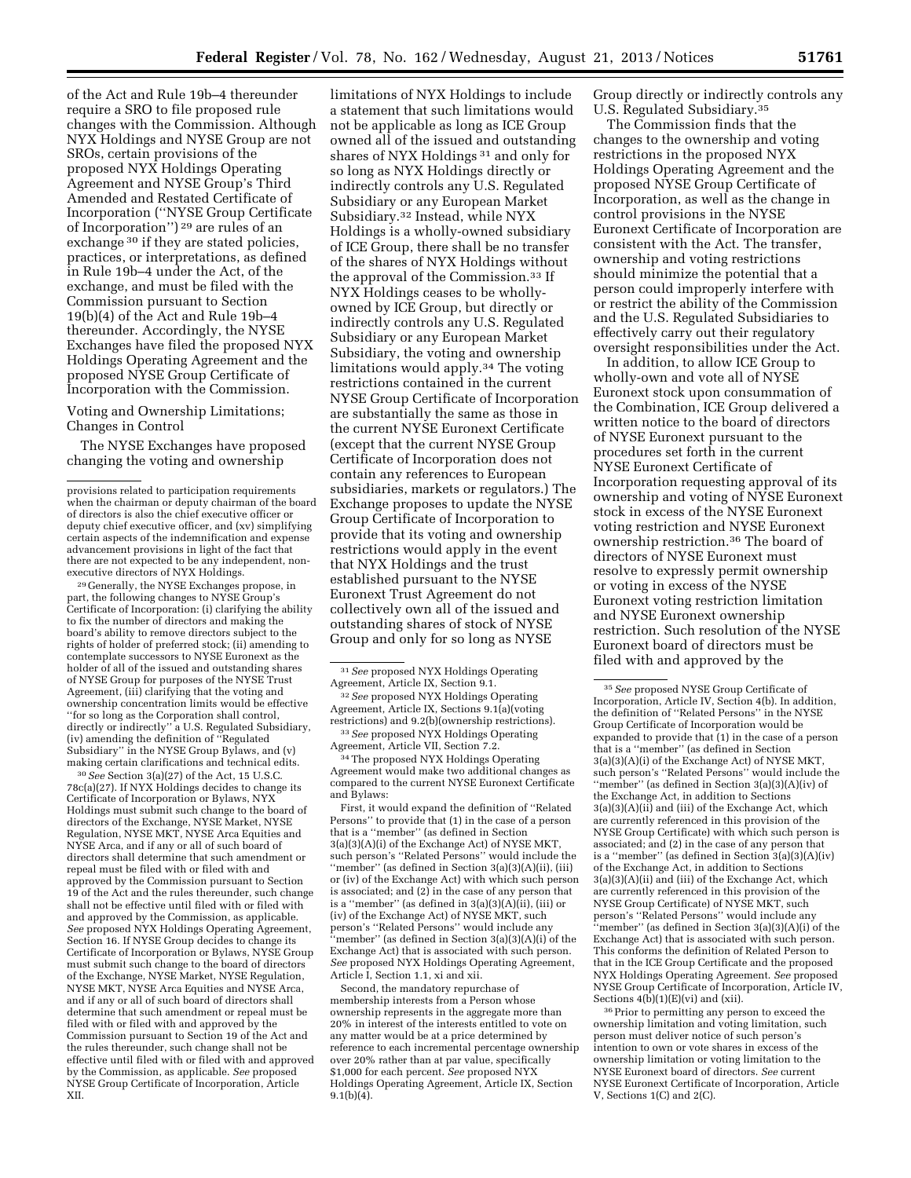of the Act and Rule 19b–4 thereunder require a SRO to file proposed rule changes with the Commission. Although NYX Holdings and NYSE Group are not SROs, certain provisions of the proposed NYX Holdings Operating Agreement and NYSE Group's Third Amended and Restated Certificate of Incorporation (''NYSE Group Certificate of Incorporation'') [29] are rules of an exchange [30] if they are stated policies, practices, or interpretations, as defined in Rule 19b–4 under the Act, of the exchange, and must be filed with the Commission pursuant to Section 19(b)(4) of the Act and Rule 19b–4 thereunder. Accordingly, the NYSE Exchanges have filed the proposed NYX Holdings Operating Agreement and the proposed NYSE Group Certificate of Incorporation with the Commission.

Voting and Ownership Limitations; Changes in Control

The NYSE Exchanges have proposed changing the voting and ownership limitations of NYX Holdings to include a statement that such limitations would not be applicable as long as ICE Group owned all of the issued and outstanding shares of NYX Holdings [31] and only for so long as NYX Holdings directly or indirectly controls any U.S. Regulated Subsidiary or any European Market Subsidiary.[32] Instead, while NYX Holdings is a wholly-owned subsidiary of ICE Group, there shall be no transfer of the shares of NYX Holdings without the approval of the Commission.[33] If NYX Holdings ceases to be wholly-owned by ICE Group, but directly or indirectly controls any U.S. Regulated Subsidiary or any European Market Subsidiary, the voting and ownership limitations would apply.[34] The voting restrictions contained in the current NYSE Group Certificate of Incorporation are substantially the same as those in the current NYSE Euronext Certificate (except that the current NYSE Group Certificate of Incorporation does not contain any references to European subsidiaries, markets or regulators.) The Exchange proposes to update the NYSE Group Certificate of Incorporation to provide that its voting and ownership restrictions would apply in the event that NYX Holdings and the trust established pursuant to the NYSE Euronext Trust Agreement do not collectively own all of the issued and outstanding shares of stock of NYSE Group and only for so long as NYSE Group directly or indirectly controls any U.S. Regulated Subsidiary.[35]

The Commission finds that the changes to the ownership and voting restrictions in the proposed NYX Holdings Operating Agreement and the proposed NYSE Group Certificate of Incorporation, as well as the change in control provisions in the NYSE Euronext Certificate of Incorporation are consistent with the Act. The transfer, ownership and voting restrictions should minimize the potential that a person could improperly interfere with or restrict the ability of the Commission and the U.S. Regulated Subsidiaries to effectively carry out their regulatory oversight responsibilities under the Act.

In addition, to allow ICE Group to wholly-own and vote all of NYSE Euronext stock upon consummation of the Combination, ICE Group delivered a written notice to the board of directors of NYSE Euronext pursuant to the procedures set forth in the current NYSE Euronext Certificate of Incorporation requesting approval of its ownership and voting of NYSE Euronext stock in excess of the NYSE Euronext voting restriction and NYSE Euronext ownership restriction.[36] The board of directors of NYSE Euronext must resolve to expressly permit ownership or voting in excess of the NYSE Euronext voting restriction limitation and NYSE Euronext ownership restriction. Such resolution of the NYSE Euronext board of directors must be filed with and approved by the

---

provisions related to participation requirements when the chairman or deputy chairman of the board of directors is also the chief executive officer or deputy chief executive officer, and (xv) simplifying certain aspects of the indemnification and expense advancement provisions in light of the fact that there are not expected to be any independent, non-executive directors of NYX Holdings.

[29] Generally, the NYSE Exchanges propose, in part, the following changes to NYSE Group's Certificate of Incorporation: (i) clarifying the ability to fix the number of directors and making the board's ability to remove directors subject to the rights of holder of preferred stock; (ii) amending to contemplate successors to NYSE Euronext as the holder of all of the issued and outstanding shares of NYSE Group for purposes of the NYSE Trust Agreement, (iii) clarifying that the voting and ownership concentration limits would be effective ''for so long as the Corporation shall control, directly or indirectly'' a U.S. Regulated Subsidiary, (iv) amending the definition of ''Regulated Subsidiary'' in the NYSE Group Bylaws, and (v) making certain clarifications and technical edits.

[30] *See* Section 3(a)(27) of the Act, 15 U.S.C. 78c(a)(27). If NYX Holdings decides to change its Certificate of Incorporation or Bylaws, NYX Holdings must submit such change to the board of directors of the Exchange, NYSE Market, NYSE Regulation, NYSE MKT, NYSE Arca Equities and NYSE Arca, and if any or all of such board of directors shall determine that such amendment or repeal must be filed with or filed with and approved by the Commission pursuant to Section 19 of the Act and the rules thereunder, such change shall not be effective until filed with or filed with and approved by the Commission, as applicable. *See* proposed NYX Holdings Operating Agreement, Section 16. If NYSE Group decides to change its Certificate of Incorporation or Bylaws, NYSE Group must submit such change to the board of directors of the Exchange, NYSE Market, NYSE Regulation, NYSE MKT, NYSE Arca Equities and NYSE Arca, and if any or all of such board of directors shall determine that such amendment or repeal must be filed with or filed with and approved by the Commission pursuant to Section 19 of the Act and the rules thereunder, such change shall not be effective until filed with or filed with and approved by the Commission, as applicable. *See* proposed NYSE Group Certificate of Incorporation, Article XII.

[31] *See* proposed NYX Holdings Operating Agreement, Article IX, Section 9.1.

[32] *See* proposed NYX Holdings Operating Agreement, Article IX, Sections 9.1(a)(voting restrictions) and 9.2(b)(ownership restrictions).

[33] *See* proposed NYX Holdings Operating Agreement, Article VII, Section 7.2.

[34] The proposed NYX Holdings Operating Agreement would make two additional changes as compared to the current NYSE Euronext Certificate and Bylaws:

First, it would expand the definition of ''Related Persons'' to provide that (1) in the case of a person that is a ''member'' (as defined in Section 3(a)(3)(A)(i) of the Exchange Act) of NYSE MKT, such person's ''Related Persons'' would include the ''member'' (as defined in Section 3(a)(3)(A)(ii), (iii) or (iv) of the Exchange Act) with which such person is associated; and (2) in the case of any person that is a ''member'' (as defined in 3(a)(3)(A)(ii), (iii) or (iv) of the Exchange Act) of NYSE MKT, such person's ''Related Persons'' would include any ''member'' (as defined in Section 3(a)(3)(A)(i) of the Exchange Act) that is associated with such person. *See* proposed NYX Holdings Operating Agreement, Article I, Section 1.1, xi and xii.

Second, the mandatory repurchase of membership interests from a Person whose ownership represents in the aggregate more than 20% in interest of the interests entitled to vote on any matter would be at a price determined by reference to each incremental percentage ownership over 20% rather than at par value, specifically $1,000 for each percent. *See* proposed NYX Holdings Operating Agreement, Article IX, Section 9.1(b)(4).

[35] *See* proposed NYSE Group Certificate of Incorporation, Article IV, Section 4(b). In addition, the definition of ''Related Persons'' in the NYSE Group Certificate of Incorporation would be expanded to provide that (1) in the case of a person that is a ''member'' (as defined in Section 3(a)(3)(A)(i) of the Exchange Act) of NYSE MKT, such person's ''Related Persons'' would include the ''member'' (as defined in Section 3(a)(3)(A)(iv) of the Exchange Act, in addition to Sections 3(a)(3)(A)(ii) and (iii) of the Exchange Act, which are currently referenced in this provision of the NYSE Group Certificate) with which such person is associated; and (2) in the case of any person that is a ''member'' (as defined in Section 3(a)(3)(A)(iv) of the Exchange Act, in addition to Sections 3(a)(3)(A)(ii) and (iii) of the Exchange Act, which are currently referenced in this provision of the NYSE Group Certificate) of NYSE MKT, such person's ''Related Persons'' would include any ''member'' (as defined in Section 3(a)(3)(A)(i) of the Exchange Act) that is associated with such person. This conforms the definition of Related Person to that in the ICE Group Certificate and the proposed NYX Holdings Operating Agreement. *See* proposed NYSE Group Certificate of Incorporation, Article IV, Sections 4(b)(1)(E)(vi) and (xii).

[36] Prior to permitting any person to exceed the ownership limitation and voting limitation, such person must deliver notice of such person's intention to own or vote shares in excess of the ownership limitation or voting limitation to the NYSE Euronext board of directors. *See* current NYSE Euronext Certificate of Incorporation, Article V, Sections 1(C) and 2(C).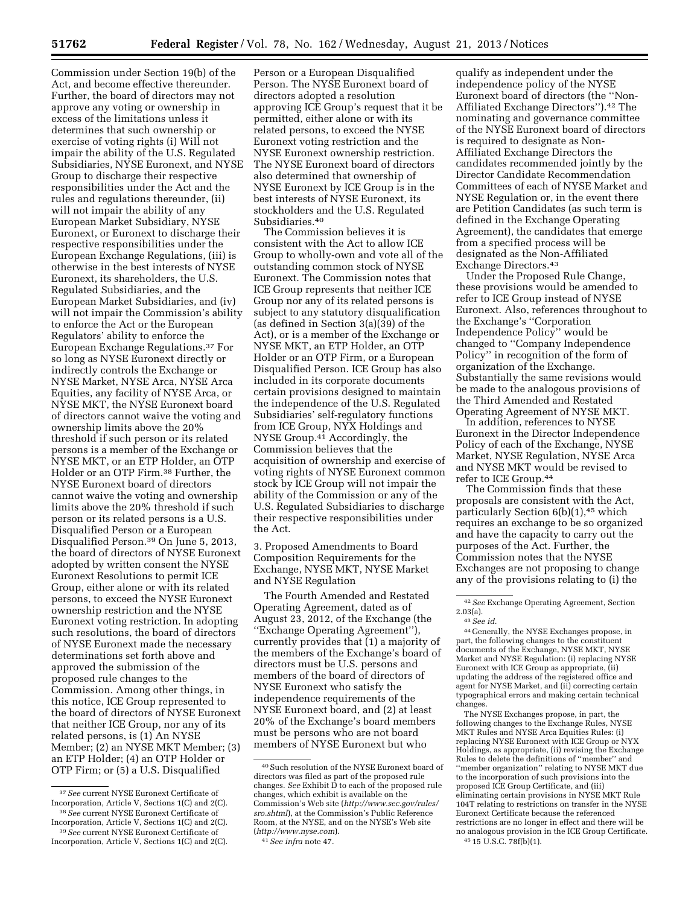Commission under Section 19(b) of the Act, and become effective thereunder. Further, the board of directors may not approve any voting or ownership in excess of the limitations unless it determines that such ownership or exercise of voting rights (i) Will not impair the ability of the U.S. Regulated Subsidiaries, NYSE Euronext, and NYSE Group to discharge their respective responsibilities under the Act and the rules and regulations thereunder, (ii) will not impair the ability of any European Market Subsidiary, NYSE Euronext, or Euronext to discharge their respective responsibilities under the European Exchange Regulations, (iii) is otherwise in the best interests of NYSE Euronext, its shareholders, the U.S. Regulated Subsidiaries, and the European Market Subsidiaries, and (iv) will not impair the Commission's ability to enforce the Act or the European Regulators' ability to enforce the European Exchange Regulations.[37] For so long as NYSE Euronext directly or indirectly controls the Exchange or NYSE Market, NYSE Arca, NYSE Arca Equities, any facility of NYSE Arca, or NYSE MKT, the NYSE Euronext board of directors cannot waive the voting and ownership limits above the 20% threshold if such person or its related persons is a member of the Exchange or NYSE MKT, or an ETP Holder, an OTP Holder or an OTP Firm.[38] Further, the NYSE Euronext board of directors cannot waive the voting and ownership limits above the 20% threshold if such person or its related persons is a U.S. Disqualified Person or a European Disqualified Person.[39] On June 5, 2013, the board of directors of NYSE Euronext adopted by written consent the NYSE Euronext Resolutions to permit ICE Group, either alone or with its related persons, to exceed the NYSE Euronext ownership restriction and the NYSE Euronext voting restriction. In adopting such resolutions, the board of directors of NYSE Euronext made the necessary determinations set forth above and approved the submission of the proposed rule changes to the Commission. Among other things, in this notice, ICE Group represented to the board of directors of NYSE Euronext that neither ICE Group, nor any of its related persons, is (1) An NYSE Member; (2) an NYSE MKT Member; (3) an ETP Holder; (4) an OTP Holder or OTP Firm; or (5) a U.S. Disqualified Person or a European Disqualified Person. The NYSE Euronext board of directors adopted a resolution approving ICE Group's request that it be permitted, either alone or with its related persons, to exceed the NYSE Euronext voting restriction and the NYSE Euronext ownership restriction. The NYSE Euronext board of directors also determined that ownership of NYSE Euronext by ICE Group is in the best interests of NYSE Euronext, its stockholders and the U.S. Regulated Subsidiaries.[40]

The Commission believes it is consistent with the Act to allow ICE Group to wholly-own and vote all of the outstanding common stock of NYSE Euronext. The Commission notes that ICE Group represents that neither ICE Group nor any of its related persons is subject to any statutory disqualification (as defined in Section 3(a)(39) of the Act), or is a member of the Exchange or NYSE MKT, an ETP Holder, an OTP Holder or an OTP Firm, or a European Disqualified Person. ICE Group has also included in its corporate documents certain provisions designed to maintain the independence of the U.S. Regulated Subsidiaries' self-regulatory functions from ICE Group, NYX Holdings and NYSE Group.[41] Accordingly, the Commission believes that the acquisition of ownership and exercise of voting rights of NYSE Euronext common stock by ICE Group will not impair the ability of the Commission or any of the U.S. Regulated Subsidiaries to discharge their respective responsibilities under the Act.

3. Proposed Amendments to Board Composition Requirements for the Exchange, NYSE MKT, NYSE Market and NYSE Regulation

The Fourth Amended and Restated Operating Agreement, dated as of August 23, 2012, of the Exchange (the "Exchange Operating Agreement"), currently provides that (1) a majority of the members of the Exchange's board of directors must be U.S. persons and members of the board of directors of NYSE Euronext who satisfy the independence requirements of the NYSE Euronext board, and (2) at least 20% of the Exchange's board members must be persons who are not board members of NYSE Euronext but who qualify as independent under the independence policy of the NYSE Euronext board of directors (the "Non-Affiliated Exchange Directors").[42] The nominating and governance committee of the NYSE Euronext board of directors is required to designate as Non-Affiliated Exchange Directors the candidates recommended jointly by the Director Candidate Recommendation Committees of each of NYSE Market and NYSE Regulation or, in the event there are Petition Candidates (as such term is defined in the Exchange Operating Agreement), the candidates that emerge from a specified process will be designated as the Non-Affiliated Exchange Directors.[43]

Under the Proposed Rule Change, these provisions would be amended to refer to ICE Group instead of NYSE Euronext. Also, references throughout to the Exchange's "Corporation Independence Policy" would be changed to "Company Independence Policy" in recognition of the form of organization of the Exchange. Substantially the same revisions would be made to the analogous provisions of the Third Amended and Restated Operating Agreement of NYSE MKT.

In addition, references to NYSE Euronext in the Director Independence Policy of each of the Exchange, NYSE Market, NYSE Regulation, NYSE Arca and NYSE MKT would be revised to refer to ICE Group.[44]

The Commission finds that these proposals are consistent with the Act, particularly Section 6(b)(1),[45] which requires an exchange to be so organized and have the capacity to carry out the purposes of the Act. Further, the Commission notes that the NYSE Exchanges are not proposing to change any of the provisions relating to (i) the

---

[37] *See* current NYSE Euronext Certificate of Incorporation, Article V, Sections 1(C) and 2(C).

[38] *See* current NYSE Euronext Certificate of Incorporation, Article V, Sections 1(C) and 2(C).

[39] *See* current NYSE Euronext Certificate of Incorporation, Article V, Sections 1(C) and 2(C).

[40] Such resolution of the NYSE Euronext board of directors was filed as part of the proposed rule changes. *See* Exhibit D to each of the proposed rule changes, which exhibit is available on the Commission's Web site (*http://www.sec.gov/rules/sro.shtml*), at the Commission's Public Reference Room, at the NYSE, and on the NYSE's Web site (*http://www.nyse.com*).

[41] *See infra* note 47.

[42] *See* Exchange Operating Agreement, Section 2.03(a).

[43] *See id.*

[44] Generally, the NYSE Exchanges propose, in part, the following changes to the constituent documents of the Exchange, NYSE MKT, NYSE Market and NYSE Regulation: (i) replacing NYSE Euronext with ICE Group as appropriate, (ii) updating the address of the registered office and agent for NYSE Market, and (ii) correcting certain typographical errors and making certain technical changes.

The NYSE Exchanges propose, in part, the following changes to the Exchange Rules, NYSE MKT Rules and NYSE Arca Equities Rules: (i) replacing NYSE Euronext with ICE Group or NYX Holdings, as appropriate, (ii) revising the Exchange Rules to delete the definitions of "member" and "member organization" relating to NYSE MKT due to the incorporation of such provisions into the proposed ICE Group Certificate, and (iii) eliminating certain provisions in NYSE MKT Rule 104T relating to restrictions on transfer in the NYSE Euronext Certificate because the referenced restrictions are no longer in effect and there will be no analogous provision in the ICE Group Certificate.

[45] 15 U.S.C. 78f(b)(1).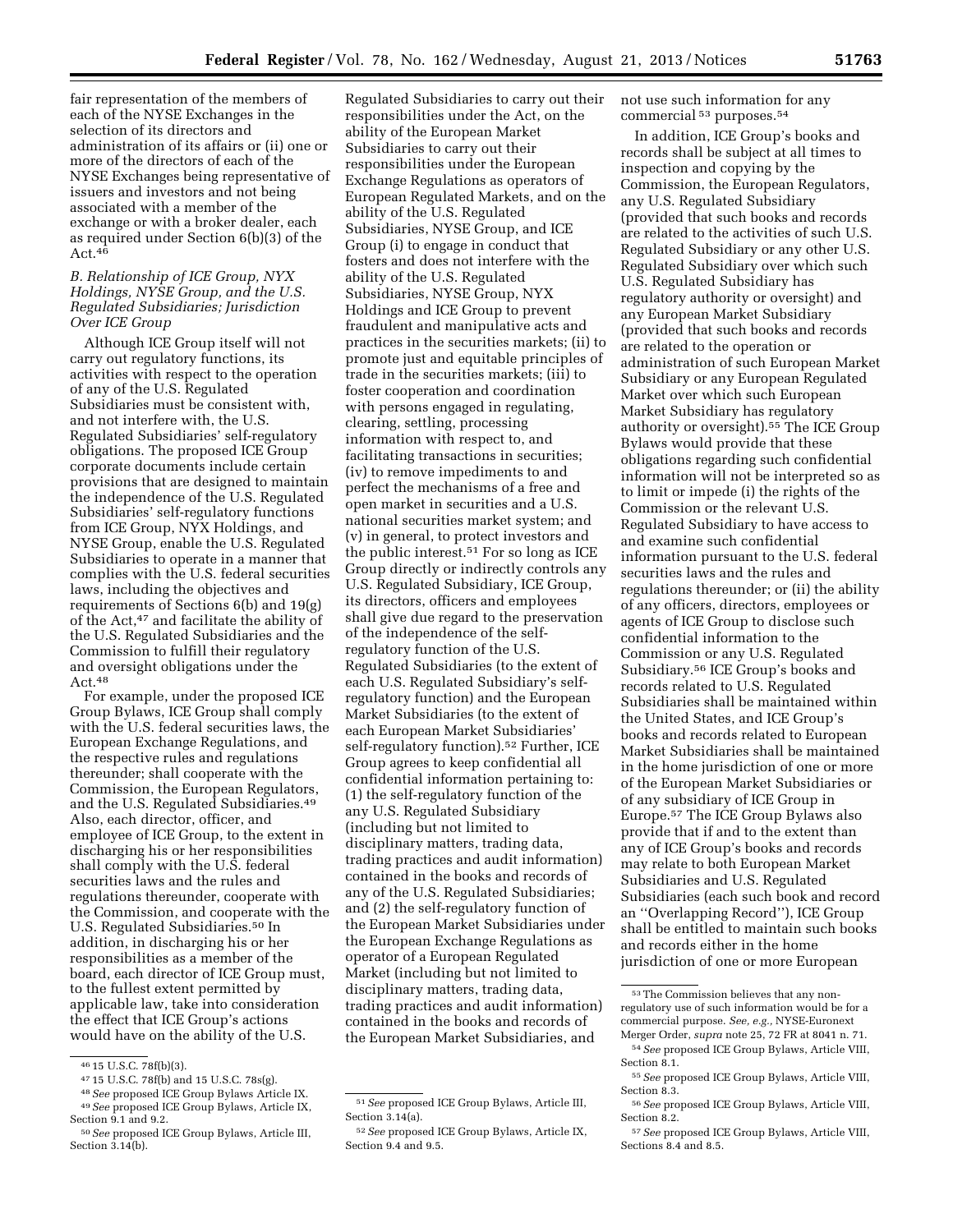fair representation of the members of each of the NYSE Exchanges in the selection of its directors and administration of its affairs or (ii) one or more of the directors of each of the NYSE Exchanges being representative of issuers and investors and not being associated with a member of the exchange or with a broker dealer, each as required under Section 6(b)(3) of the Act.[46]

### B. Relationship of ICE Group, NYX Holdings, NYSE Group, and the U.S. Regulated Subsidiaries; Jurisdiction Over ICE Group

Although ICE Group itself will not carry out regulatory functions, its activities with respect to the operation of any of the U.S. Regulated Subsidiaries must be consistent with, and not interfere with, the U.S. Regulated Subsidiaries' self-regulatory obligations. The proposed ICE Group corporate documents include certain provisions that are designed to maintain the independence of the U.S. Regulated Subsidiaries' self-regulatory functions from ICE Group, NYX Holdings, and NYSE Group, enable the U.S. Regulated Subsidiaries to operate in a manner that complies with the U.S. federal securities laws, including the objectives and requirements of Sections 6(b) and 19(g) of the Act,[47] and facilitate the ability of the U.S. Regulated Subsidiaries and the Commission to fulfill their regulatory and oversight obligations under the Act.[48]

For example, under the proposed ICE Group Bylaws, ICE Group shall comply with the U.S. federal securities laws, the European Exchange Regulations, and the respective rules and regulations thereunder; shall cooperate with the Commission, the European Regulators, and the U.S. Regulated Subsidiaries.[49] Also, each director, officer, and employee of ICE Group, to the extent in discharging his or her responsibilities shall comply with the U.S. federal securities laws and the rules and regulations thereunder, cooperate with the Commission, and cooperate with the U.S. Regulated Subsidiaries.[50] In addition, in discharging his or her responsibilities as a member of the board, each director of ICE Group must, to the fullest extent permitted by applicable law, take into consideration the effect that ICE Group's actions would have on the ability of the U.S. Regulated Subsidiaries to carry out their responsibilities under the Act, on the ability of the European Market Subsidiaries to carry out their responsibilities under the European Exchange Regulations as operators of European Regulated Markets, and on the ability of the U.S. Regulated Subsidiaries, NYSE Group, and ICE Group (i) to engage in conduct that fosters and does not interfere with the ability of the U.S. Regulated Subsidiaries, NYSE Group, NYX Holdings and ICE Group to prevent fraudulent and manipulative acts and practices in the securities markets; (ii) to promote just and equitable principles of trade in the securities markets; (iii) to foster cooperation and coordination with persons engaged in regulating, clearing, settling, processing information with respect to, and facilitating transactions in securities; (iv) to remove impediments to and perfect the mechanisms of a free and open market in securities and a U.S. national securities market system; and (v) in general, to protect investors and the public interest.[51] For so long as ICE Group directly or indirectly controls any U.S. Regulated Subsidiary, ICE Group, its directors, officers and employees shall give due regard to the preservation of the independence of the self-regulatory function of the U.S. Regulated Subsidiaries (to the extent of each U.S. Regulated Subsidiary's self-regulatory function) and the European Market Subsidiaries (to the extent of each European Market Subsidiaries' self-regulatory function).[52] Further, ICE Group agrees to keep confidential all confidential information pertaining to: (1) the self-regulatory function of the any U.S. Regulated Subsidiary (including but not limited to disciplinary matters, trading data, trading practices and audit information) contained in the books and records of any of the U.S. Regulated Subsidiaries; and (2) the self-regulatory function of the European Market Subsidiaries under the European Exchange Regulations as operator of a European Regulated Market (including but not limited to disciplinary matters, trading data, trading practices and audit information) contained in the books and records of the European Market Subsidiaries, and not use such information for any commercial[53] purposes.[54]

In addition, ICE Group's books and records shall be subject at all times to inspection and copying by the Commission, the European Regulators, any U.S. Regulated Subsidiary (provided that such books and records are related to the activities of such U.S. Regulated Subsidiary or any other U.S. Regulated Subsidiary over which such U.S. Regulated Subsidiary has regulatory authority or oversight) and any European Market Subsidiary (provided that such books and records are related to the operation or administration of such European Market Subsidiary or any European Regulated Market over which such European Market Subsidiary has regulatory authority or oversight).[55] The ICE Group Bylaws would provide that these obligations regarding such confidential information will not be interpreted so as to limit or impede (i) the rights of the Commission or the relevant U.S. Regulated Subsidiary to have access to and examine such confidential information pursuant to the U.S. federal securities laws and the rules and regulations thereunder; or (ii) the ability of any officers, directors, employees or agents of ICE Group to disclose such confidential information to the Commission or any U.S. Regulated Subsidiary.[56] ICE Group's books and records related to U.S. Regulated Subsidiaries shall be maintained within the United States, and ICE Group's books and records related to European Market Subsidiaries shall be maintained in the home jurisdiction of one or more of the European Market Subsidiaries or of any subsidiary of ICE Group in Europe.[57] The ICE Group Bylaws also provide that if and to the extent than any of ICE Group's books and records may relate to both European Market Subsidiaries and U.S. Regulated Subsidiaries (each such book and record an "Overlapping Record"), ICE Group shall be entitled to maintain such books and records either in the home jurisdiction of one or more European

---

[46] 15 U.S.C. 78f(b)(3).

[47] 15 U.S.C. 78f(b) and 15 U.S.C. 78s(g).

[48] *See* proposed ICE Group Bylaws Article IX.

[49] *See* proposed ICE Group Bylaws, Article IX, Section 9.1 and 9.2.

[50] *See* proposed ICE Group Bylaws, Article III, Section 3.14(b).

[51] *See* proposed ICE Group Bylaws, Article III, Section 3.14(a).

[52] *See* proposed ICE Group Bylaws, Article IX, Section 9.4 and 9.5.

[53] The Commission believes that any non-regulatory use of such information would be for a commercial purpose. *See, e.g.,* NYSE-Euronext Merger Order, *supra* note 25, 72 FR at 8041 n. 71.

[54] *See* proposed ICE Group Bylaws, Article VIII, Section 8.1.

[55] *See* proposed ICE Group Bylaws, Article VIII, Section 8.3.

[56] *See* proposed ICE Group Bylaws, Article VIII, Section 8.2.

[57] *See* proposed ICE Group Bylaws, Article VIII, Sections 8.4 and 8.5.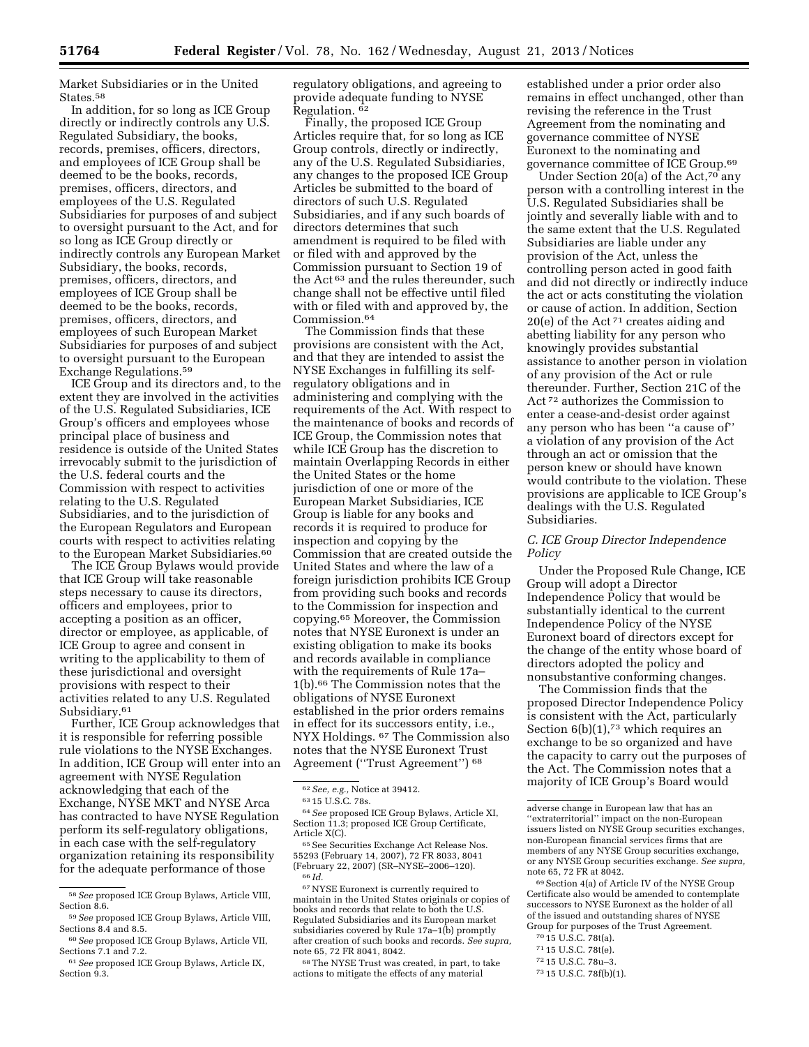Market Subsidiaries or in the United States.[58]

In addition, for so long as ICE Group directly or indirectly controls any U.S. Regulated Subsidiary, the books, records, premises, officers, directors, and employees of ICE Group shall be deemed to be the books, records, premises, officers, directors, and employees of the U.S. Regulated Subsidiaries for purposes of and subject to oversight pursuant to the Act, and for so long as ICE Group directly or indirectly controls any European Market Subsidiary, the books, records, premises, officers, directors, and employees of ICE Group shall be deemed to be the books, records, premises, officers, directors, and employees of such European Market Subsidiaries for purposes of and subject to oversight pursuant to the European Exchange Regulations.[59]

ICE Group and its directors and, to the extent they are involved in the activities of the U.S. Regulated Subsidiaries, ICE Group's officers and employees whose principal place of business and residence is outside of the United States irrevocably submit to the jurisdiction of the U.S. federal courts and the Commission with respect to activities relating to the U.S. Regulated Subsidiaries, and to the jurisdiction of the European Regulators and European courts with respect to activities relating to the European Market Subsidiaries.[60]

The ICE Group Bylaws would provide that ICE Group will take reasonable steps necessary to cause its directors, officers and employees, prior to accepting a position as an officer, director or employee, as applicable, of ICE Group to agree and consent in writing to the applicability to them of these jurisdictional and oversight provisions with respect to their activities related to any U.S. Regulated Subsidiary.[61]

Further, ICE Group acknowledges that it is responsible for referring possible rule violations to the NYSE Exchanges. In addition, ICE Group will enter into an agreement with NYSE Regulation acknowledging that each of the Exchange, NYSE MKT and NYSE Arca has contracted to have NYSE Regulation perform its self-regulatory obligations, in each case with the self-regulatory organization retaining its responsibility for the adequate performance of those regulatory obligations, and agreeing to provide adequate funding to NYSE Regulation.[62]

Finally, the proposed ICE Group Articles require that, for so long as ICE Group controls, directly or indirectly, any of the U.S. Regulated Subsidiaries, any changes to the proposed ICE Group Articles be submitted to the board of directors of such U.S. Regulated Subsidiaries, and if any such boards of directors determines that such amendment is required to be filed with or filed with and approved by the Commission pursuant to Section 19 of the Act[63] and the rules thereunder, such change shall not be effective until filed with or filed with and approved by, the Commission.[64]

The Commission finds that these provisions are consistent with the Act, and that they are intended to assist the NYSE Exchanges in fulfilling its self-regulatory obligations and in administering and complying with the requirements of the Act. With respect to the maintenance of books and records of ICE Group, the Commission notes that while ICE Group has the discretion to maintain Overlapping Records in either the United States or the home jurisdiction of one or more of the European Market Subsidiaries, ICE Group is liable for any books and records it is required to produce for inspection and copying by the Commission that are created outside the United States and where the law of a foreign jurisdiction prohibits ICE Group from providing such books and records to the Commission for inspection and copying.[65] Moreover, the Commission notes that NYSE Euronext is under an existing obligation to make its books and records available in compliance with the requirements of Rule 17a–1(b).[66] The Commission notes that the obligations of NYSE Euronext established in the prior orders remains in effect for its successors entity, i.e., NYX Holdings.[67] The Commission also notes that the NYSE Euronext Trust Agreement (''Trust Agreement'')[68] established under a prior order also remains in effect unchanged, other than revising the reference in the Trust Agreement from the nominating and governance committee of NYSE Euronext to the nominating and governance committee of ICE Group.[69]

Under Section 20(a) of the Act,[70] any person with a controlling interest in the U.S. Regulated Subsidiaries shall be jointly and severally liable with and to the same extent that the U.S. Regulated Subsidiaries are liable under any provision of the Act, unless the controlling person acted in good faith and did not directly or indirectly induce the act or acts constituting the violation or cause of action. In addition, Section 20(e) of the Act[71] creates aiding and abetting liability for any person who knowingly provides substantial assistance to another person in violation of any provision of the Act or rule thereunder. Further, Section 21C of the Act[72] authorizes the Commission to enter a cease-and-desist order against any person who has been ''a cause of'' a violation of any provision of the Act through an act or omission that the person knew or should have known would contribute to the violation. These provisions are applicable to ICE Group's dealings with the U.S. Regulated Subsidiaries.

### *C. ICE Group Director Independence Policy*

Under the Proposed Rule Change, ICE Group will adopt a Director Independence Policy that would be substantially identical to the current Independence Policy of the NYSE Euronext board of directors except for the change of the entity whose board of directors adopted the policy and nonsubstantive conforming changes.

The Commission finds that the proposed Director Independence Policy is consistent with the Act, particularly Section 6(b)(1),[73] which requires an exchange to be so organized and have the capacity to carry out the purposes of the Act. The Commission notes that a majority of ICE Group's Board would

---

[58] *See* proposed ICE Group Bylaws, Article VIII, Section 8.6.

[59] *See* proposed ICE Group Bylaws, Article VIII, Sections 8.4 and 8.5.

[60] *See* proposed ICE Group Bylaws, Article VII, Sections 7.1 and 7.2.

[61] *See* proposed ICE Group Bylaws, Article IX, Section 9.3.

[62] *See, e.g.,* Notice at 39412.

[63] 15 U.S.C. 78s.

[64] *See* proposed ICE Group Bylaws, Article XI, Section 11.3; proposed ICE Group Certificate, Article X(C).

[65] See Securities Exchange Act Release Nos. 55293 (February 14, 2007), 72 FR 8033, 8041 (February 22, 2007) (SR–NYSE–2006–120).

[66] *Id.*

[67] NYSE Euronext is currently required to maintain in the United States originals or copies of books and records that relate to both the U.S. Regulated Subsidiaries and its European market subsidiaries covered by Rule 17a–1(b) promptly after creation of such books and records. *See supra,* note 65, 72 FR 8041, 8042.

[68] The NYSE Trust was created, in part, to take actions to mitigate the effects of any material adverse change in European law that has an ''extraterritorial'' impact on the non-European issuers listed on NYSE Group securities exchanges, non-European financial services firms that are members of any NYSE Group securities exchange, or any NYSE Group securities exchange. *See supra,* note 65, 72 FR at 8042.

[69] Section 4(a) of Article IV of the NYSE Group Certificate also would be amended to contemplate successors to NYSE Euronext as the holder of all of the issued and outstanding shares of NYSE Group for purposes of the Trust Agreement.

[70] 15 U.S.C. 78t(a).

[71] 15 U.S.C. 78t(e).

[72] 15 U.S.C. 78u–3.

[73] 15 U.S.C. 78f(b)(1).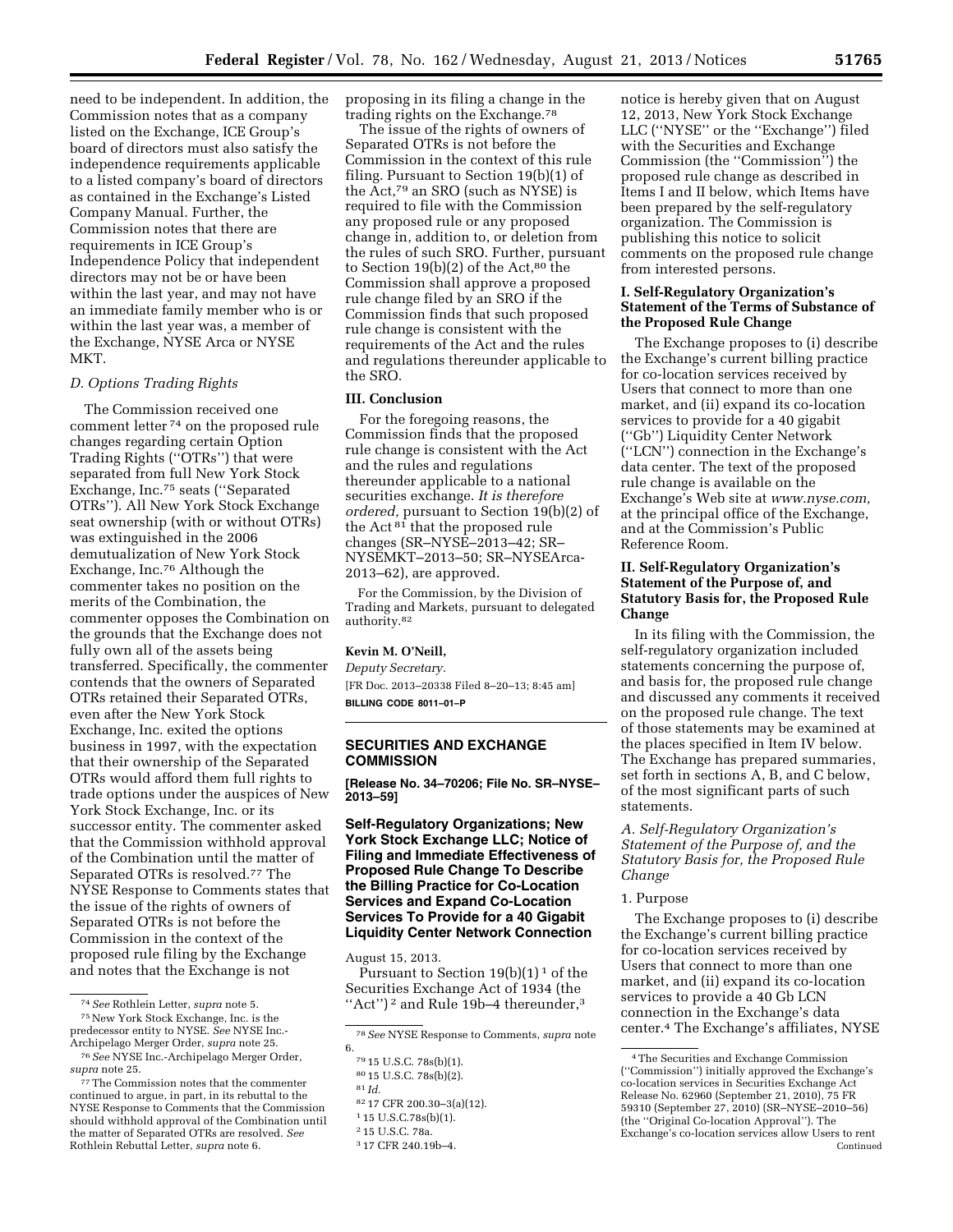need to be independent. In addition, the Commission notes that as a company listed on the Exchange, ICE Group's board of directors must also satisfy the independence requirements applicable to a listed company's board of directors as contained in the Exchange's Listed Company Manual. Further, the Commission notes that there are requirements in ICE Group's Independence Policy that independent directors may not be or have been within the last year, and may not have an immediate family member who is or within the last year was, a member of the Exchange, NYSE Arca or NYSE MKT.

*D. Options Trading Rights*

The Commission received one comment letter [74] on the proposed rule changes regarding certain Option Trading Rights (''OTRs'') that were separated from full New York Stock Exchange, Inc.[75] seats (''Separated OTRs''). All New York Stock Exchange seat ownership (with or without OTRs) was extinguished in the 2006 demutualization of New York Stock Exchange, Inc.[76] Although the commenter takes no position on the merits of the Combination, the commenter opposes the Combination on the grounds that the Exchange does not fully own all of the assets being transferred. Specifically, the commenter contends that the owners of Separated OTRs retained their Separated OTRs, even after the New York Stock Exchange, Inc. exited the options business in 1997, with the expectation that their ownership of the Separated OTRs would afford them full rights to trade options under the auspices of New York Stock Exchange, Inc. or its successor entity. The commenter asked that the Commission withhold approval of the Combination until the matter of Separated OTRs is resolved.[77] The NYSE Response to Comments states that the issue of the rights of owners of Separated OTRs is not before the Commission in the context of the proposed rule filing by the Exchange and notes that the Exchange is not proposing in its filing a change in the trading rights on the Exchange.[78]

The issue of the rights of owners of Separated OTRs is not before the Commission in the context of this rule filing. Pursuant to Section 19(b)(1) of the Act,[79] an SRO (such as NYSE) is required to file with the Commission any proposed rule or any proposed change in, addition to, or deletion from the rules of such SRO. Further, pursuant to Section 19(b)(2) of the Act,[80] the Commission shall approve a proposed rule change filed by an SRO if the Commission finds that such proposed rule change is consistent with the requirements of the Act and the rules and regulations thereunder applicable to the SRO.

## III. Conclusion

For the foregoing reasons, the Commission finds that the proposed rule change is consistent with the Act and the rules and regulations thereunder applicable to a national securities exchange. *It is therefore ordered,* pursuant to Section 19(b)(2) of the Act [81] that the proposed rule changes (SR–NYSE–2013–42; SR–NYSEMKT–2013–50; SR–NYSEArca-2013–62), are approved.

For the Commission, by the Division of Trading and Markets, pursuant to delegated authority.[82]

**Kevin M. O'Neill,**

*Deputy Secretary.*

[FR Doc. 2013–20338 Filed 8–20–13; 8:45 am]

**BILLING CODE 8011–01–P**

[74] *See* Rothlein Letter, *supra* note 5.

[75] New York Stock Exchange, Inc. is the predecessor entity to NYSE. *See* NYSE Inc.-Archipelago Merger Order, *supra* note 25.

[76] *See* NYSE Inc.-Archipelago Merger Order, *supra* note 25.

[77] The Commission notes that the commenter continued to argue, in part, in its rebuttal to the NYSE Response to Comments that the Commission should withhold approval of the Combination until the matter of Separated OTRs are resolved. *See* Rothlein Rebuttal Letter, *supra* note 6.

[78] *See* NYSE Response to Comments, *supra* note 6.

[79] 15 U.S.C. 78s(b)(1).

[80] 15 U.S.C. 78s(b)(2).

[81] *Id.*

[82] 17 CFR 200.30–3(a)(12).

## SECURITIES AND EXCHANGE COMMISSION

**[Release No. 34–70206; File No. SR–NYSE–2013–59]**

## Self-Regulatory Organizations; New York Stock Exchange LLC; Notice of Filing and Immediate Effectiveness of Proposed Rule Change To Describe the Billing Practice for Co-Location Services and Expand Co-Location Services To Provide for a 40 Gigabit Liquidity Center Network Connection

August 15, 2013.

Pursuant to Section 19(b)(1) [1] of the Securities Exchange Act of 1934 (the ''Act'') [2] and Rule 19b–4 thereunder,[3] notice is hereby given that on August 12, 2013, New York Stock Exchange LLC (''NYSE'' or the ''Exchange'') filed with the Securities and Exchange Commission (the ''Commission'') the proposed rule change as described in Items I and II below, which Items have been prepared by the self-regulatory organization. The Commission is publishing this notice to solicit comments on the proposed rule change from interested persons.

### I. Self-Regulatory Organization's Statement of the Terms of Substance of the Proposed Rule Change

The Exchange proposes to (i) describe the Exchange's current billing practice for co-location services received by Users that connect to more than one market, and (ii) expand its co-location services to provide for a 40 gigabit (''Gb'') Liquidity Center Network (''LCN'') connection in the Exchange's data center. The text of the proposed rule change is available on the Exchange's Web site at *www.nyse.com,* at the principal office of the Exchange, and at the Commission's Public Reference Room.

### II. Self-Regulatory Organization's Statement of the Purpose of, and Statutory Basis for, the Proposed Rule Change

In its filing with the Commission, the self-regulatory organization included statements concerning the purpose of, and basis for, the proposed rule change and discussed any comments it received on the proposed rule change. The text of those statements may be examined at the places specified in Item IV below. The Exchange has prepared summaries, set forth in sections A, B, and C below, of the most significant parts of such statements.

*A. Self-Regulatory Organization's Statement of the Purpose of, and the Statutory Basis for, the Proposed Rule Change*

1. Purpose

The Exchange proposes to (i) describe the Exchange's current billing practice for co-location services received by Users that connect to more than one market, and (ii) expand its co-location services to provide a 40 Gb LCN connection in the Exchange's data center.[4] The Exchange's affiliates, NYSE

[1] 15 U.S.C.78s(b)(1).

[2] 15 U.S.C. 78a.

[3] 17 CFR 240.19b–4.

[4] The Securities and Exchange Commission (''Commission'') initially approved the Exchange's co-location services in Securities Exchange Act Release No. 62960 (September 21, 2010), 75 FR 59310 (September 27, 2010) (SR–NYSE–2010–56) (the ''Original Co-location Approval''). The Exchange's co-location services allow Users to rent Continued